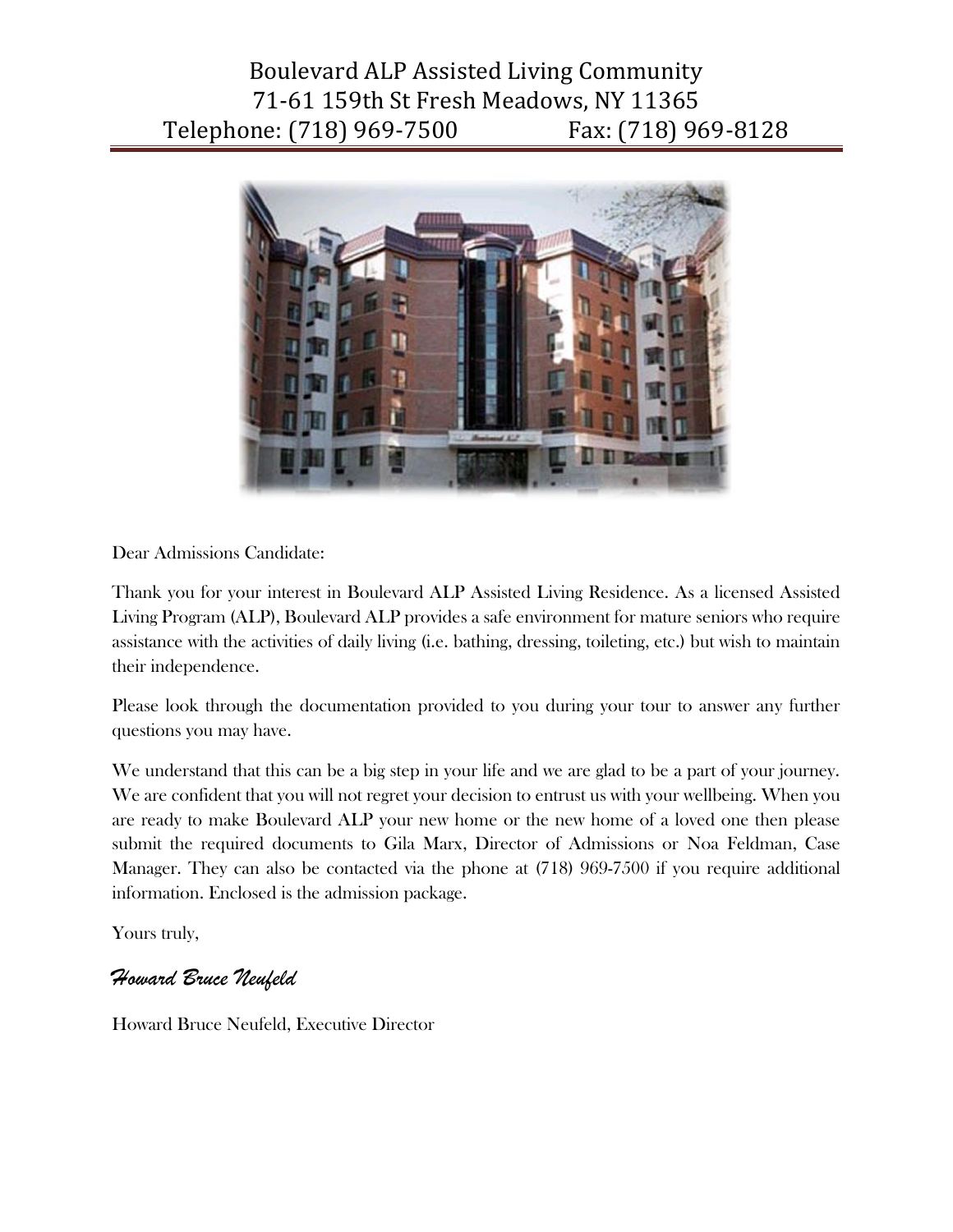# Boulevard ALP Assisted Living Community

71-61 159th St Fresh Meadows, NY 11365

Telephone: (718) 969-7500    Fax: (718) 969-8128

Dear Admissions Candidate:

Thank you for your interest in Boulevard ALP Assisted Living Residence. As a licensed Assisted Living Program (ALP), Boulevard ALP provides a safe environment for mature seniors who require assistance with the activities of daily living (i.e. bathing, dressing, toileting, etc.) but wish to maintain their independence.

Please look through the documentation provided to you during your tour to answer any further questions you may have.

We understand that this can be a big step in your life and we are glad to be a part of your journey. We are confident that you will not regret your decision to entrust us with your wellbeing. When you are ready to make Boulevard ALP your new home or the new home of a loved one then please submit the required documents to Gila Marx, Director of Admissions or Noa Feldman, Case Manager. They can also be contacted via the phone at (718) 969-7500 if you require additional information. Enclosed is the admission package.

Yours truly,

*Howard Bruce Neufeld*

Howard Bruce Neufeld, Executive Director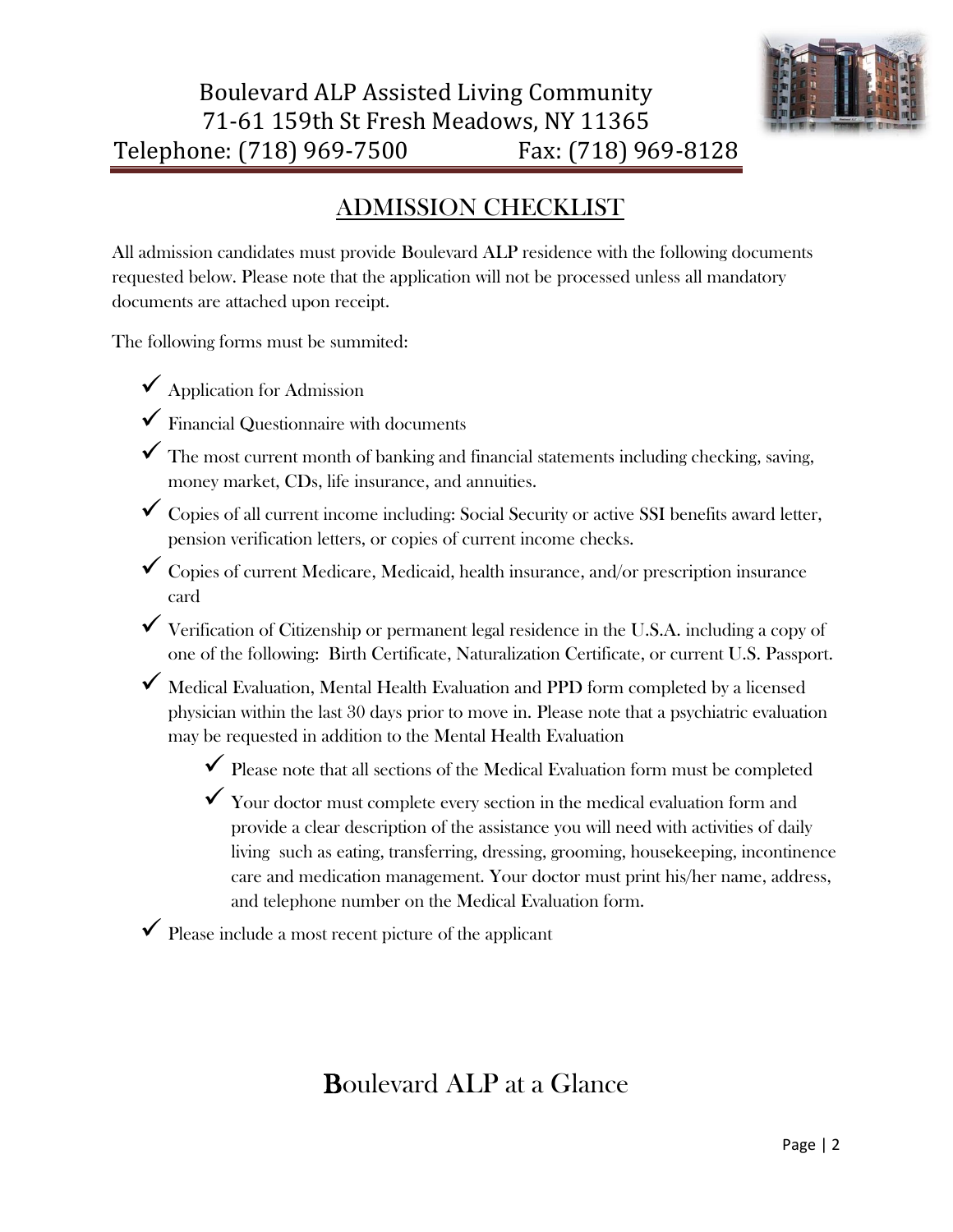# Boulevard ALP Assisted Living Community

71-61 159th St Fresh Meadows, NY 11365

Telephone: (718) 969-7500 Fax: (718) 969-8128

## ADMISSION CHECKLIST

All admission candidates must provide Boulevard ALP residence with the following documents requested below. Please note that the application will not be processed unless all mandatory documents are attached upon receipt.

The following forms must be summited:

- ✓ Application for Admission
- ✓ Financial Questionnaire with documents
- ✓ The most current month of banking and financial statements including checking, saving, money market, CDs, life insurance, and annuities.
- ✓ Copies of all current income including: Social Security or active SSI benefits award letter, pension verification letters, or copies of current income checks.
- ✓ Copies of current Medicare, Medicaid, health insurance, and/or prescription insurance card
- ✓ Verification of Citizenship or permanent legal residence in the U.S.A. including a copy of one of the following: Birth Certificate, Naturalization Certificate, or current U.S. Passport.
- ✓ Medical Evaluation, Mental Health Evaluation and PPD form completed by a licensed physician within the last 30 days prior to move in. Please note that a psychiatric evaluation may be requested in addition to the Mental Health Evaluation
  - ✓ Please note that all sections of the Medical Evaluation form must be completed
  - ✓ Your doctor must complete every section in the medical evaluation form and provide a clear description of the assistance you will need with activities of daily living such as eating, transferring, dressing, grooming, housekeeping, incontinence care and medication management. Your doctor must print his/her name, address, and telephone number on the Medical Evaluation form.
- ✓ Please include a most recent picture of the applicant

## Boulevard ALP at a Glance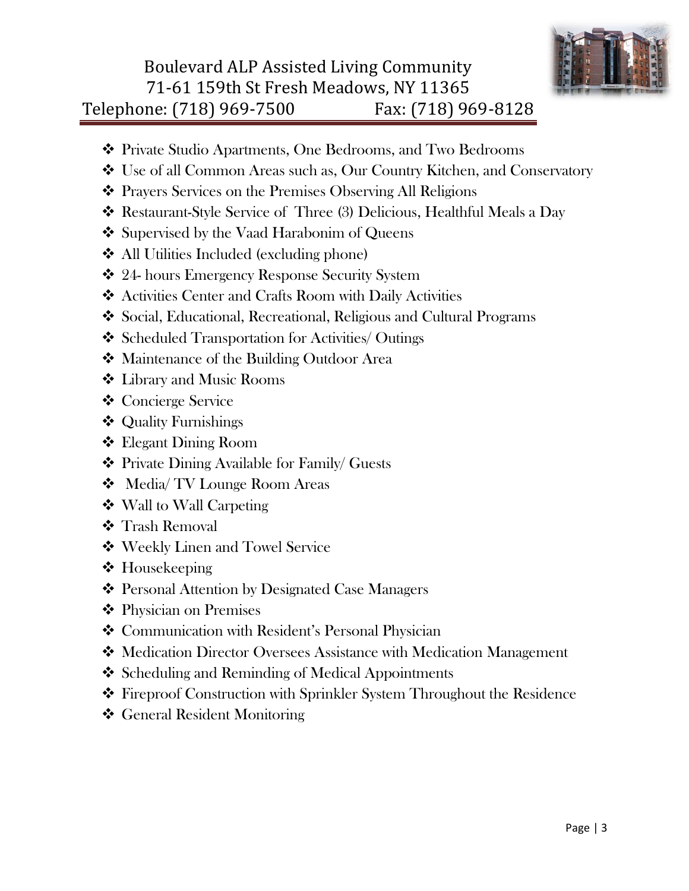# Boulevard ALP Assisted Living Community
71-61 159th St Fresh Meadows, NY 11365
Telephone: (718) 969-7500 Fax: (718) 969-8128

- Private Studio Apartments, One Bedrooms, and Two Bedrooms
- Use of all Common Areas such as, Our Country Kitchen, and Conservatory
- Prayers Services on the Premises Observing All Religions
- Restaurant-Style Service of Three (3) Delicious, Healthful Meals a Day
- Supervised by the Vaad Harabonim of Queens
- All Utilities Included (excluding phone)
- 24- hours Emergency Response Security System
- Activities Center and Crafts Room with Daily Activities
- Social, Educational, Recreational, Religious and Cultural Programs
- Scheduled Transportation for Activities/ Outings
- Maintenance of the Building Outdoor Area
- Library and Music Rooms
- Concierge Service
- Quality Furnishings
- Elegant Dining Room
- Private Dining Available for Family/ Guests
- Media/ TV Lounge Room Areas
- Wall to Wall Carpeting
- Trash Removal
- Weekly Linen and Towel Service
- Housekeeping
- Personal Attention by Designated Case Managers
- Physician on Premises
- Communication with Resident's Personal Physician
- Medication Director Oversees Assistance with Medication Management
- Scheduling and Reminding of Medical Appointments
- Fireproof Construction with Sprinkler System Throughout the Residence
- General Resident Monitoring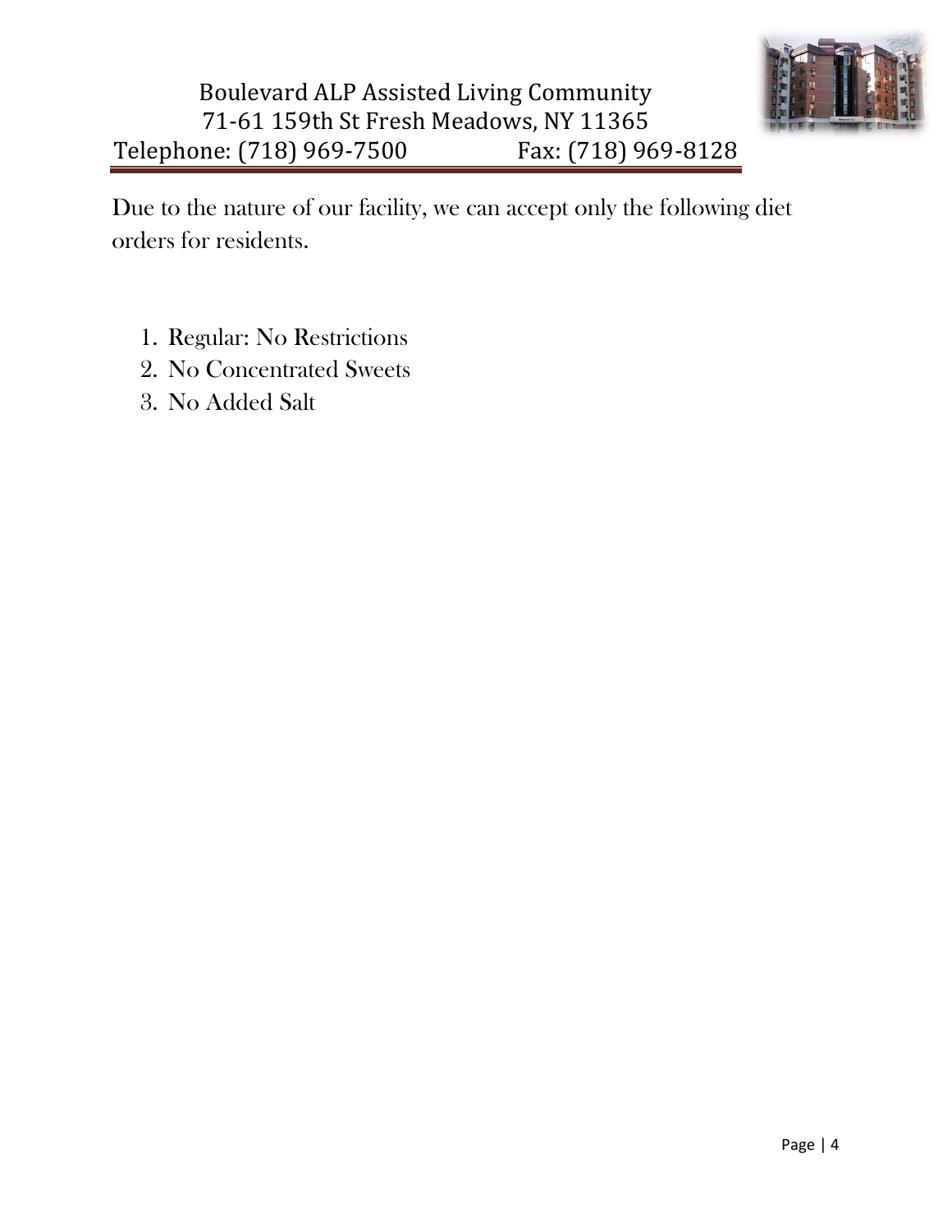Boulevard ALP Assisted Living Community
71-61 159th St Fresh Meadows, NY 11365
Telephone: (718) 969-7500 Fax: (718) 969-8128

Due to the nature of our facility, we can accept only the following diet orders for residents.

1. Regular: No Restrictions
2. No Concentrated Sweets
3. No Added Salt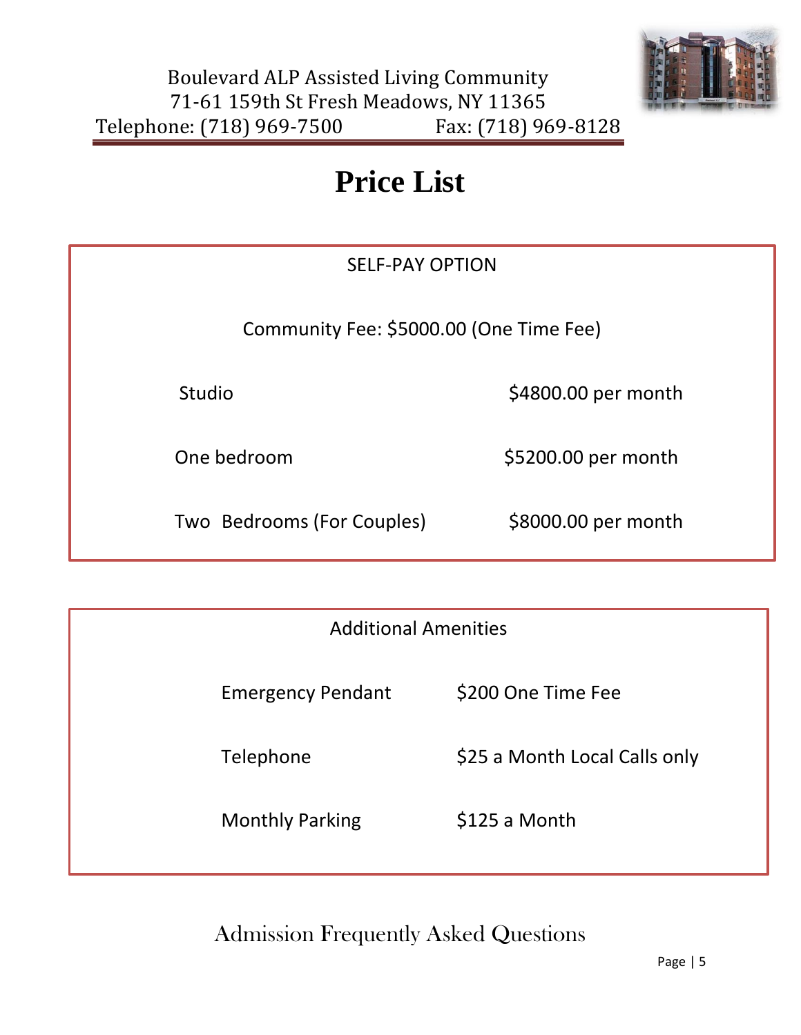Boulevard ALP Assisted Living Community
71-61 159th St Fresh Meadows, NY 11365
Telephone: (718) 969-7500 Fax: (718) 969-8128

# Price List

**SELF-PAY OPTION**

Community Fee: $5000.00 (One Time Fee)

| | |
|---|---|
| Studio | $4800.00 per month |
| One bedroom | $5200.00 per month |
| Two Bedrooms (For Couples) | $8000.00 per month |

**Additional Amenities**

| | |
|---|---|
| Emergency Pendant | $200 One Time Fee |
| Telephone | $25 a Month Local Calls only |
| Monthly Parking | $125 a Month |

Admission Frequently Asked Questions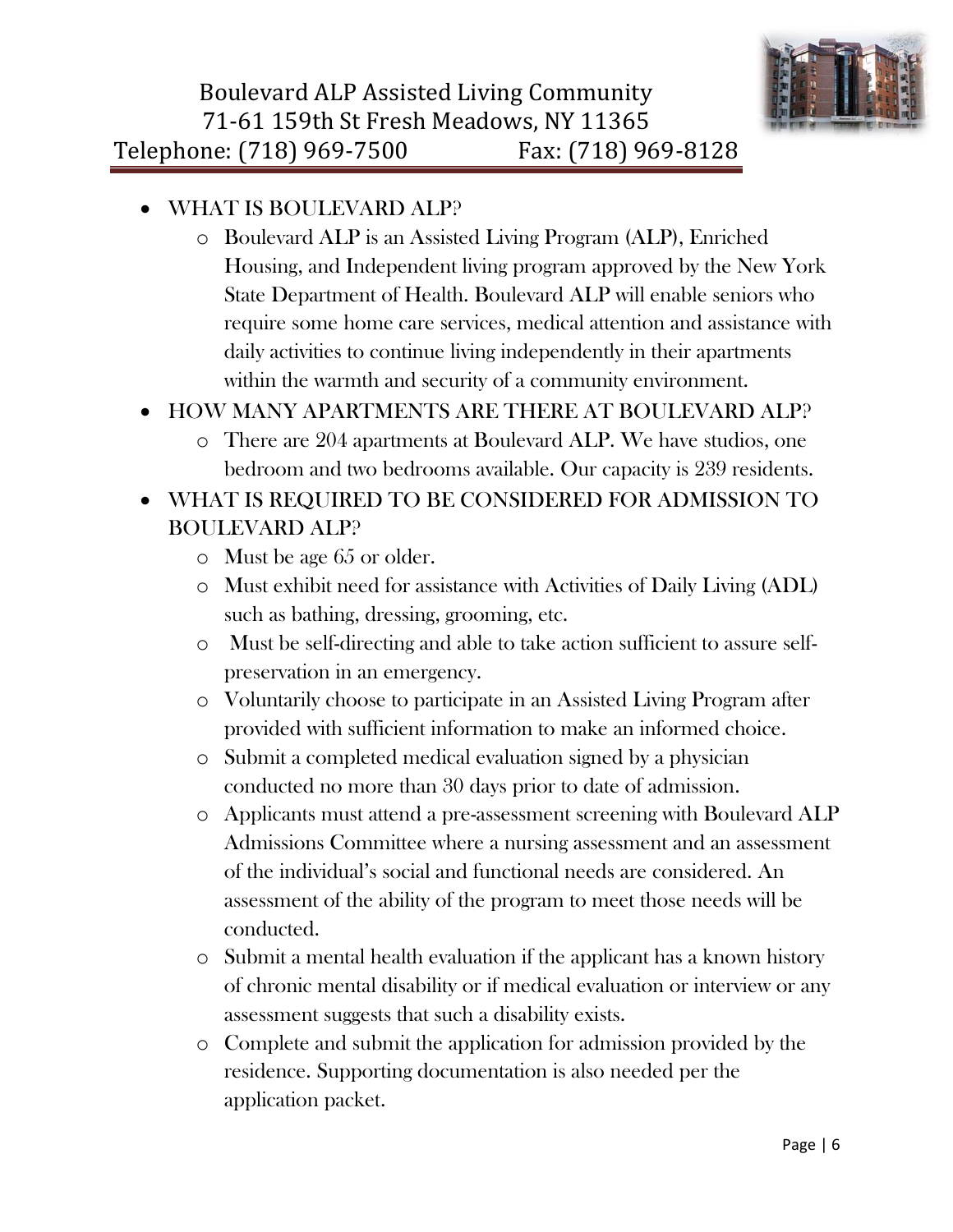- WHAT IS BOULEVARD ALP?
  - Boulevard ALP is an Assisted Living Program (ALP), Enriched Housing, and Independent living program approved by the New York State Department of Health. Boulevard ALP will enable seniors who require some home care services, medical attention and assistance with daily activities to continue living independently in their apartments within the warmth and security of a community environment.
- HOW MANY APARTMENTS ARE THERE AT BOULEVARD ALP?
  - There are 204 apartments at Boulevard ALP. We have studios, one bedroom and two bedrooms available. Our capacity is 239 residents.
- WHAT IS REQUIRED TO BE CONSIDERED FOR ADMISSION TO BOULEVARD ALP?
  - Must be age 65 or older.
  - Must exhibit need for assistance with Activities of Daily Living (ADL) such as bathing, dressing, grooming, etc.
  - Must be self-directing and able to take action sufficient to assure self-preservation in an emergency.
  - Voluntarily choose to participate in an Assisted Living Program after provided with sufficient information to make an informed choice.
  - Submit a completed medical evaluation signed by a physician conducted no more than 30 days prior to date of admission.
  - Applicants must attend a pre-assessment screening with Boulevard ALP Admissions Committee where a nursing assessment and an assessment of the individual's social and functional needs are considered. An assessment of the ability of the program to meet those needs will be conducted.
  - Submit a mental health evaluation if the applicant has a known history of chronic mental disability or if medical evaluation or interview or any assessment suggests that such a disability exists.
  - Complete and submit the application for admission provided by the residence. Supporting documentation is also needed per the application packet.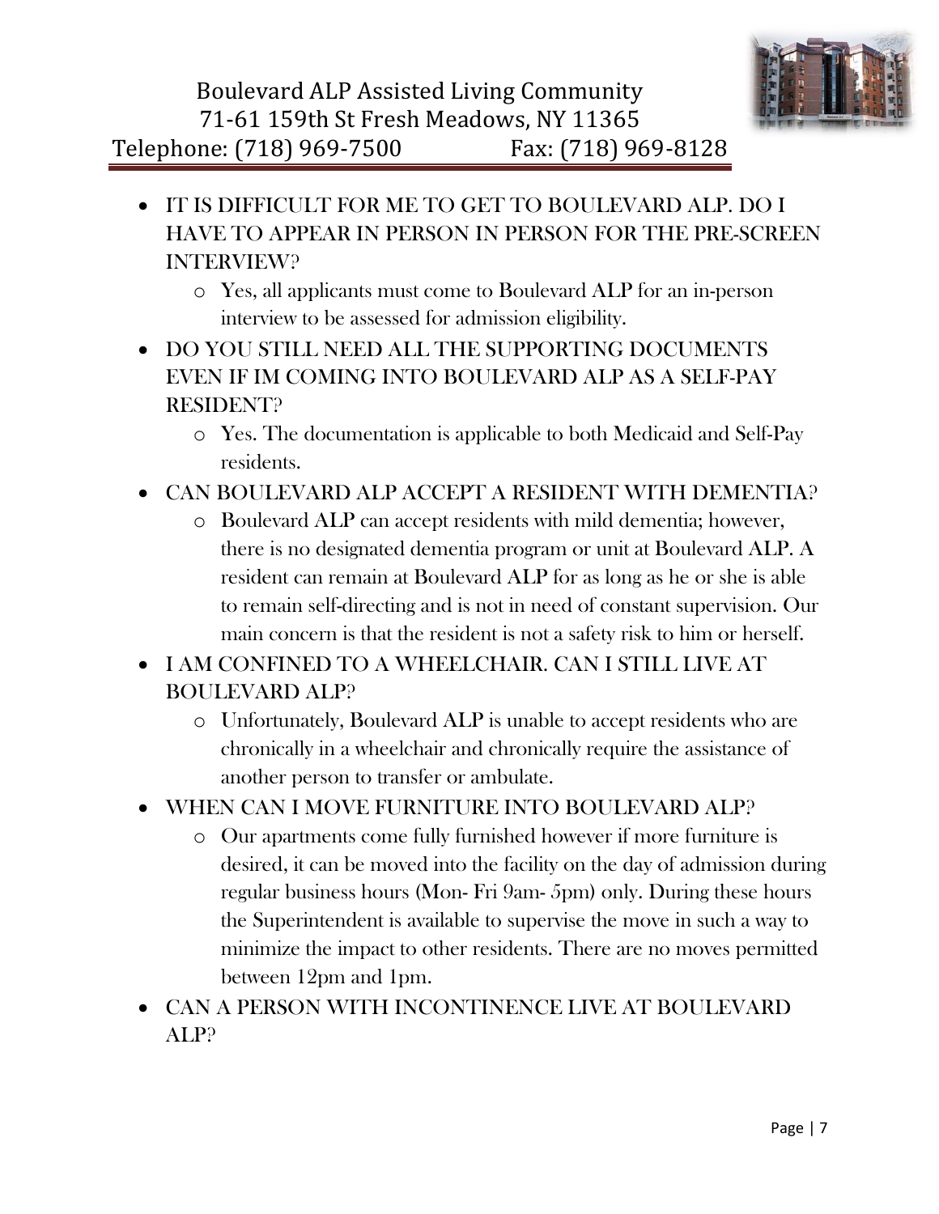- IT IS DIFFICULT FOR ME TO GET TO BOULEVARD ALP. DO I HAVE TO APPEAR IN PERSON IN PERSON FOR THE PRE-SCREEN INTERVIEW?
  - Yes, all applicants must come to Boulevard ALP for an in-person interview to be assessed for admission eligibility.
- DO YOU STILL NEED ALL THE SUPPORTING DOCUMENTS EVEN IF IM COMING INTO BOULEVARD ALP AS A SELF-PAY RESIDENT?
  - Yes. The documentation is applicable to both Medicaid and Self-Pay residents.
- CAN BOULEVARD ALP ACCEPT A RESIDENT WITH DEMENTIA?
  - Boulevard ALP can accept residents with mild dementia; however, there is no designated dementia program or unit at Boulevard ALP. A resident can remain at Boulevard ALP for as long as he or she is able to remain self-directing and is not in need of constant supervision. Our main concern is that the resident is not a safety risk to him or herself.
- I AM CONFINED TO A WHEELCHAIR. CAN I STILL LIVE AT BOULEVARD ALP?
  - Unfortunately, Boulevard ALP is unable to accept residents who are chronically in a wheelchair and chronically require the assistance of another person to transfer or ambulate.
- WHEN CAN I MOVE FURNITURE INTO BOULEVARD ALP?
  - Our apartments come fully furnished however if more furniture is desired, it can be moved into the facility on the day of admission during regular business hours (Mon- Fri 9am- 5pm) only. During these hours the Superintendent is available to supervise the move in such a way to minimize the impact to other residents. There are no moves permitted between 12pm and 1pm.
- CAN A PERSON WITH INCONTINENCE LIVE AT BOULEVARD ALP?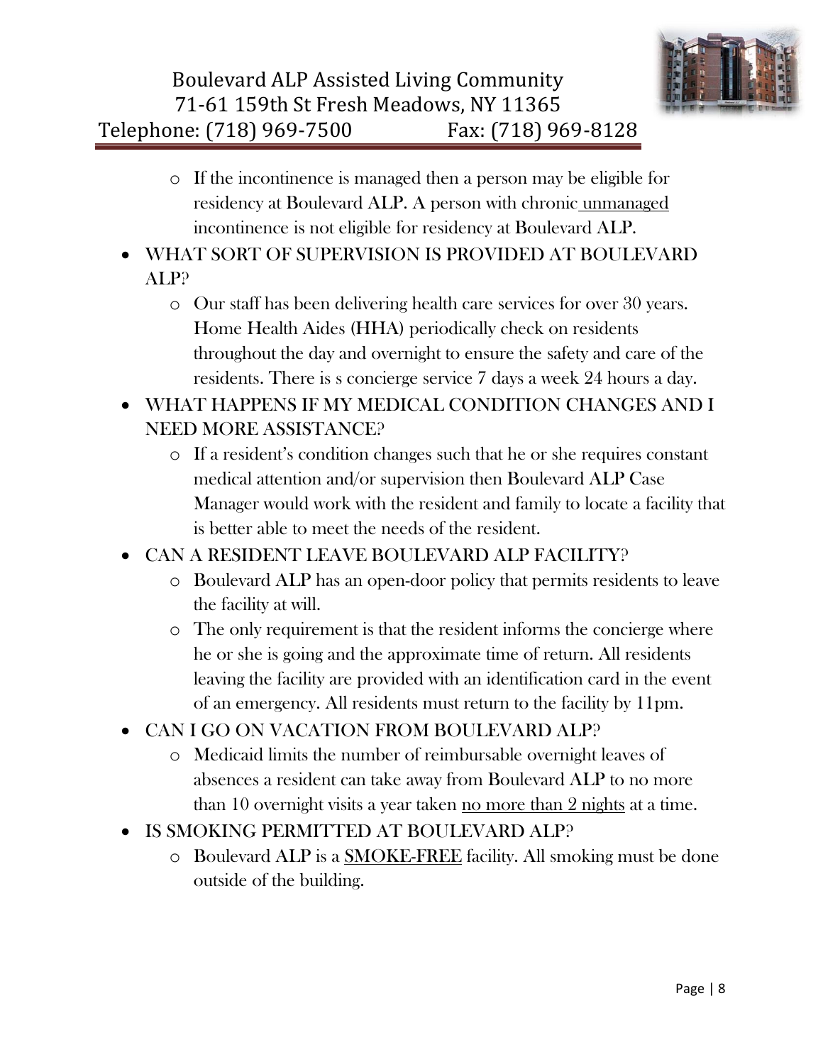- If the incontinence is managed then a person may be eligible for residency at Boulevard ALP. A person with chronic unmanaged incontinence is not eligible for residency at Boulevard ALP.

- WHAT SORT OF SUPERVISION IS PROVIDED AT BOULEVARD ALP?
  - Our staff has been delivering health care services for over 30 years. Home Health Aides (HHA) periodically check on residents throughout the day and overnight to ensure the safety and care of the residents. There is s concierge service 7 days a week 24 hours a day.

- WHAT HAPPENS IF MY MEDICAL CONDITION CHANGES AND I NEED MORE ASSISTANCE?
  - If a resident's condition changes such that he or she requires constant medical attention and/or supervision then Boulevard ALP Case Manager would work with the resident and family to locate a facility that is better able to meet the needs of the resident.

- CAN A RESIDENT LEAVE BOULEVARD ALP FACILITY?
  - Boulevard ALP has an open-door policy that permits residents to leave the facility at will.
  - The only requirement is that the resident informs the concierge where he or she is going and the approximate time of return. All residents leaving the facility are provided with an identification card in the event of an emergency. All residents must return to the facility by 11pm.

- CAN I GO ON VACATION FROM BOULEVARD ALP?
  - Medicaid limits the number of reimbursable overnight leaves of absences a resident can take away from Boulevard ALP to no more than 10 overnight visits a year taken no more than 2 nights at a time.

- IS SMOKING PERMITTED AT BOULEVARD ALP?
  - Boulevard ALP is a SMOKE-FREE facility. All smoking must be done outside of the building.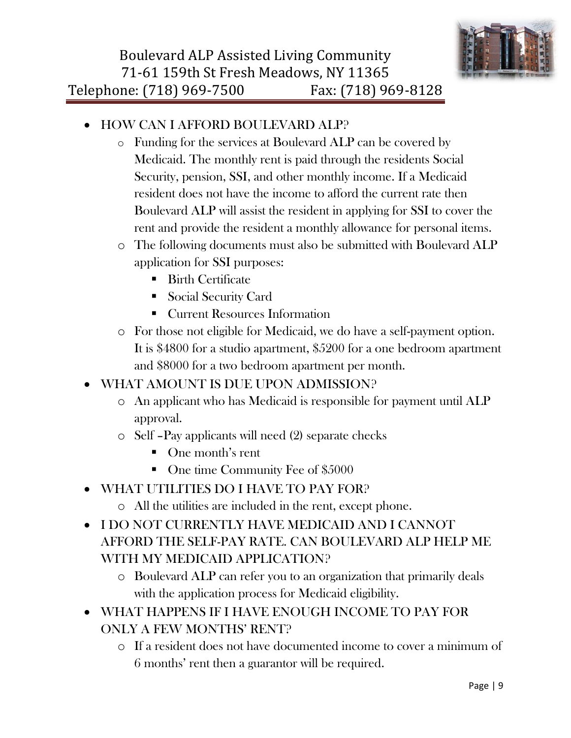- HOW CAN I AFFORD BOULEVARD ALP?
  - Funding for the services at Boulevard ALP can be covered by Medicaid. The monthly rent is paid through the residents Social Security, pension, SSI, and other monthly income. If a Medicaid resident does not have the income to afford the current rate then Boulevard ALP will assist the resident in applying for SSI to cover the rent and provide the resident a monthly allowance for personal items.
  - The following documents must also be submitted with Boulevard ALP application for SSI purposes:
    - Birth Certificate
    - Social Security Card
    - Current Resources Information
  - For those not eligible for Medicaid, we do have a self-payment option. It is $4800 for a studio apartment, $5200 for a one bedroom apartment and $8000 for a two bedroom apartment per month.
- WHAT AMOUNT IS DUE UPON ADMISSION?
  - An applicant who has Medicaid is responsible for payment until ALP approval.
  - Self –Pay applicants will need (2) separate checks
    - One month's rent
    - One time Community Fee of $5000
- WHAT UTILITIES DO I HAVE TO PAY FOR?
  - All the utilities are included in the rent, except phone.
- I DO NOT CURRENTLY HAVE MEDICAID AND I CANNOT AFFORD THE SELF-PAY RATE. CAN BOULEVARD ALP HELP ME WITH MY MEDICAID APPLICATION?
  - Boulevard ALP can refer you to an organization that primarily deals with the application process for Medicaid eligibility.
- WHAT HAPPENS IF I HAVE ENOUGH INCOME TO PAY FOR ONLY A FEW MONTHS' RENT?
  - If a resident does not have documented income to cover a minimum of 6 months' rent then a guarantor will be required.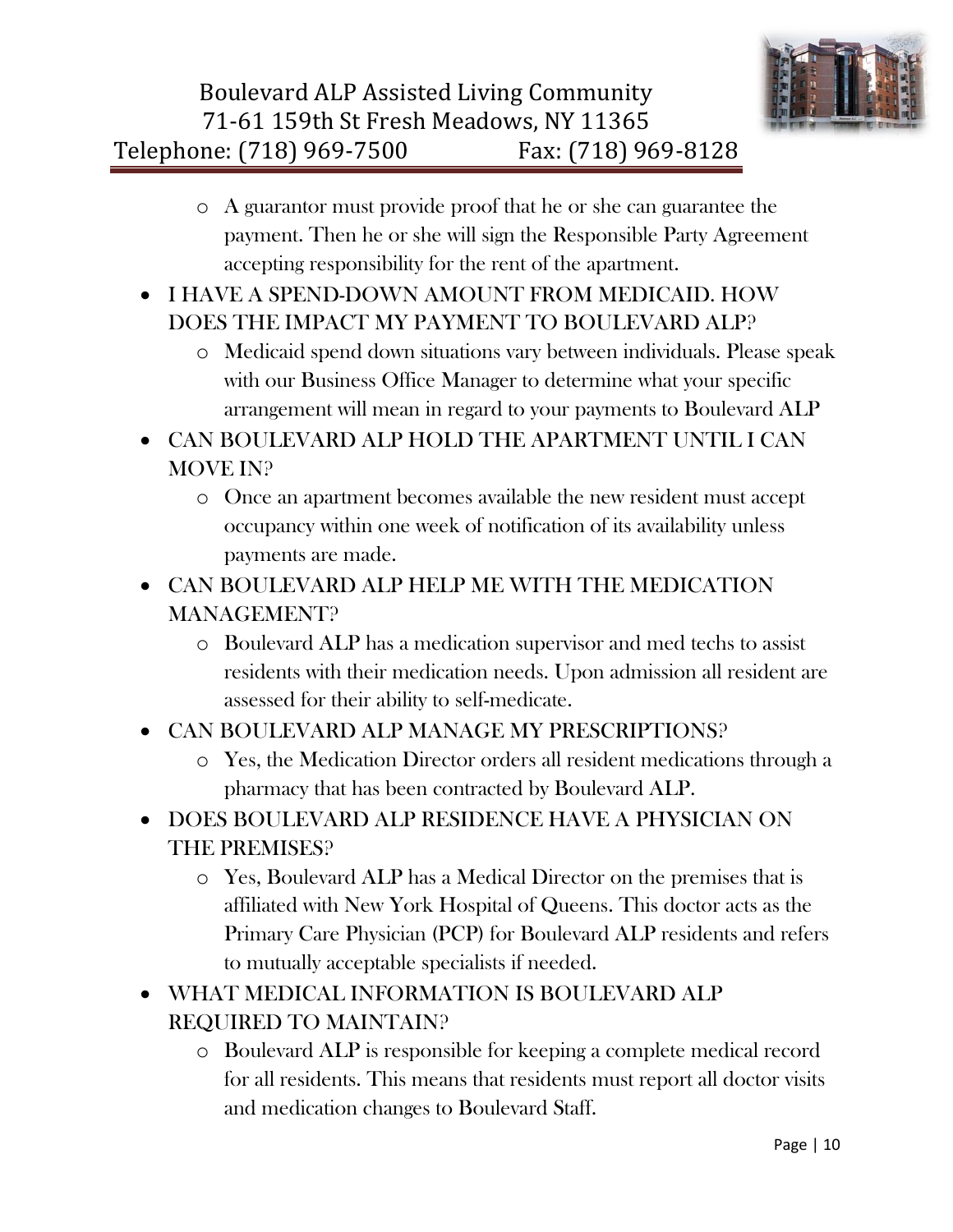- A guarantor must provide proof that he or she can guarantee the payment. Then he or she will sign the Responsible Party Agreement accepting responsibility for the rent of the apartment.

- I HAVE A SPEND-DOWN AMOUNT FROM MEDICAID. HOW DOES THE IMPACT MY PAYMENT TO BOULEVARD ALP?
  - Medicaid spend down situations vary between individuals. Please speak with our Business Office Manager to determine what your specific arrangement will mean in regard to your payments to Boulevard ALP
- CAN BOULEVARD ALP HOLD THE APARTMENT UNTIL I CAN MOVE IN?
  - Once an apartment becomes available the new resident must accept occupancy within one week of notification of its availability unless payments are made.
- CAN BOULEVARD ALP HELP ME WITH THE MEDICATION MANAGEMENT?
  - Boulevard ALP has a medication supervisor and med techs to assist residents with their medication needs. Upon admission all resident are assessed for their ability to self-medicate.
- CAN BOULEVARD ALP MANAGE MY PRESCRIPTIONS?
  - Yes, the Medication Director orders all resident medications through a pharmacy that has been contracted by Boulevard ALP.
- DOES BOULEVARD ALP RESIDENCE HAVE A PHYSICIAN ON THE PREMISES?
  - Yes, Boulevard ALP has a Medical Director on the premises that is affiliated with New York Hospital of Queens. This doctor acts as the Primary Care Physician (PCP) for Boulevard ALP residents and refers to mutually acceptable specialists if needed.
- WHAT MEDICAL INFORMATION IS BOULEVARD ALP REQUIRED TO MAINTAIN?
  - Boulevard ALP is responsible for keeping a complete medical record for all residents. This means that residents must report all doctor visits and medication changes to Boulevard Staff.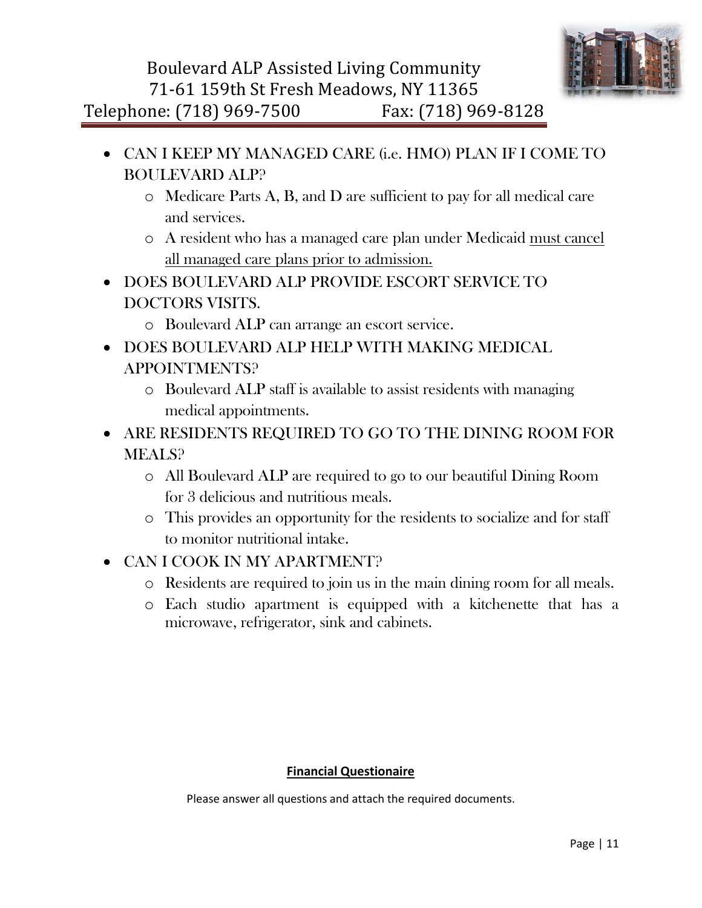- CAN I KEEP MY MANAGED CARE (i.e. HMO) PLAN IF I COME TO BOULEVARD ALP?
  - Medicare Parts A, B, and D are sufficient to pay for all medical care and services.
  - A resident who has a managed care plan under Medicaid <u>must cancel all managed care plans prior to admission.</u>
- DOES BOULEVARD ALP PROVIDE ESCORT SERVICE TO DOCTORS VISITS.
  - Boulevard ALP can arrange an escort service.
- DOES BOULEVARD ALP HELP WITH MAKING MEDICAL APPOINTMENTS?
  - Boulevard ALP staff is available to assist residents with managing medical appointments.
- ARE RESIDENTS REQUIRED TO GO TO THE DINING ROOM FOR MEALS?
  - All Boulevard ALP are required to go to our beautiful Dining Room for 3 delicious and nutritious meals.
  - This provides an opportunity for the residents to socialize and for staff to monitor nutritional intake.
- CAN I COOK IN MY APARTMENT?
  - Residents are required to join us in the main dining room for all meals.
  - Each studio apartment is equipped with a kitchenette that has a microwave, refrigerator, sink and cabinets.

**<u>Financial Questionaire</u>**

Please answer all questions and attach the required documents.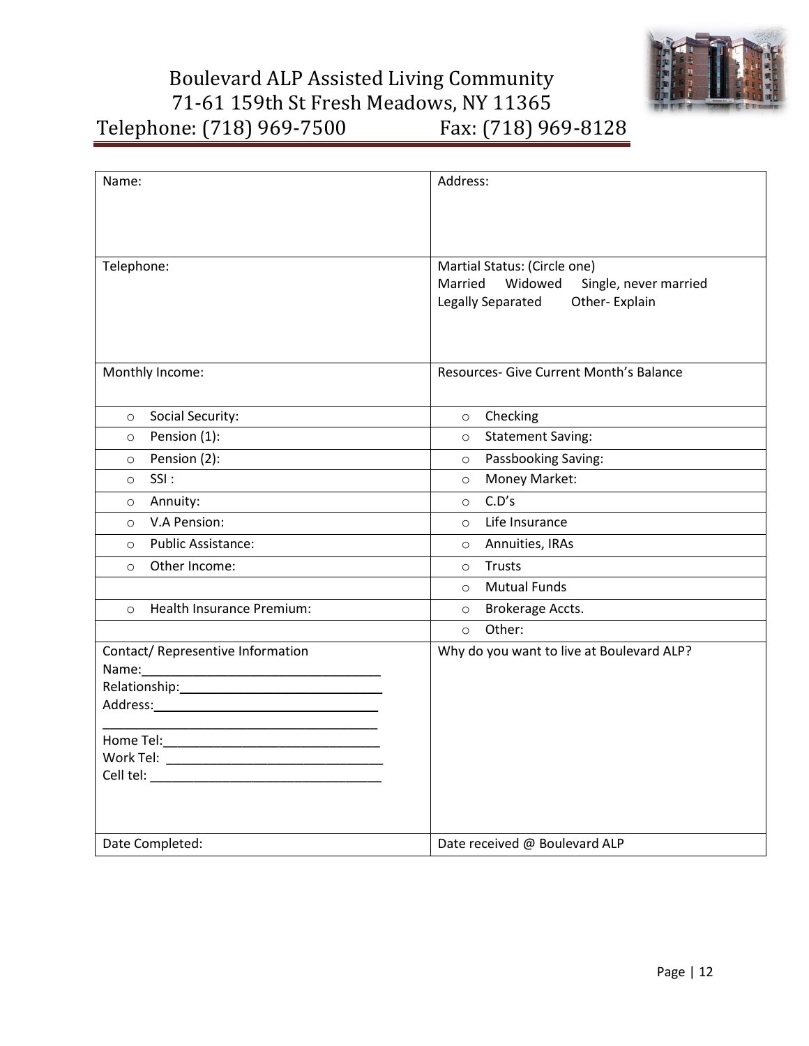# Boulevard ALP Assisted Living Community
71-61 159th St Fresh Meadows, NY 11365
Telephone: (718) 969-7500 Fax: (718) 969-8128

| | |
|---|---|
| Name: | Address: |
| Telephone: | Martial Status: (Circle one)<br>Married Widowed Single, never married<br>Legally Separated Other- Explain |
| Monthly Income: | Resources- Give Current Month's Balance |
| ○ Social Security: | ○ Checking |
| ○ Pension (1): | ○ Statement Saving: |
| ○ Pension (2): | ○ Passbooking Saving: |
| ○ SSI : | ○ Money Market: |
| ○ Annuity: | ○ C.D's |
| ○ V.A Pension: | ○ Life Insurance |
| ○ Public Assistance: | ○ Annuities, IRAs |
| ○ Other Income: | ○ Trusts |
| | ○ Mutual Funds |
| ○ Health Insurance Premium: | ○ Brokerage Accts. |
| | ○ Other: |
| Contact/ Representive Information<br>Name:\_\_\_\_\_\_\_\_\_\_\_\_\_\_\_\_\_\_\_\_\_\_\_\_\_\_\_\_<br>Relationship:\_\_\_\_\_\_\_\_\_\_\_\_\_\_\_\_\_\_\_\_\_\_\_\_<br>Address:\_\_\_\_\_\_\_\_\_\_\_\_\_\_\_\_\_\_\_\_\_\_\_\_\_\_\_<br>\_\_\_\_\_\_\_\_\_\_\_\_\_\_\_\_\_\_\_\_\_\_\_\_\_\_\_\_\_\_\_\_\_\_<br>Home Tel:\_\_\_\_\_\_\_\_\_\_\_\_\_\_\_\_\_\_\_\_\_\_\_\_\_\_<br>Work Tel: \_\_\_\_\_\_\_\_\_\_\_\_\_\_\_\_\_\_\_\_\_\_\_\_\_\_<br>Cell tel: \_\_\_\_\_\_\_\_\_\_\_\_\_\_\_\_\_\_\_\_\_\_\_\_\_\_\_ | Why do you want to live at Boulevard ALP? |
| Date Completed: | Date received @ Boulevard ALP |